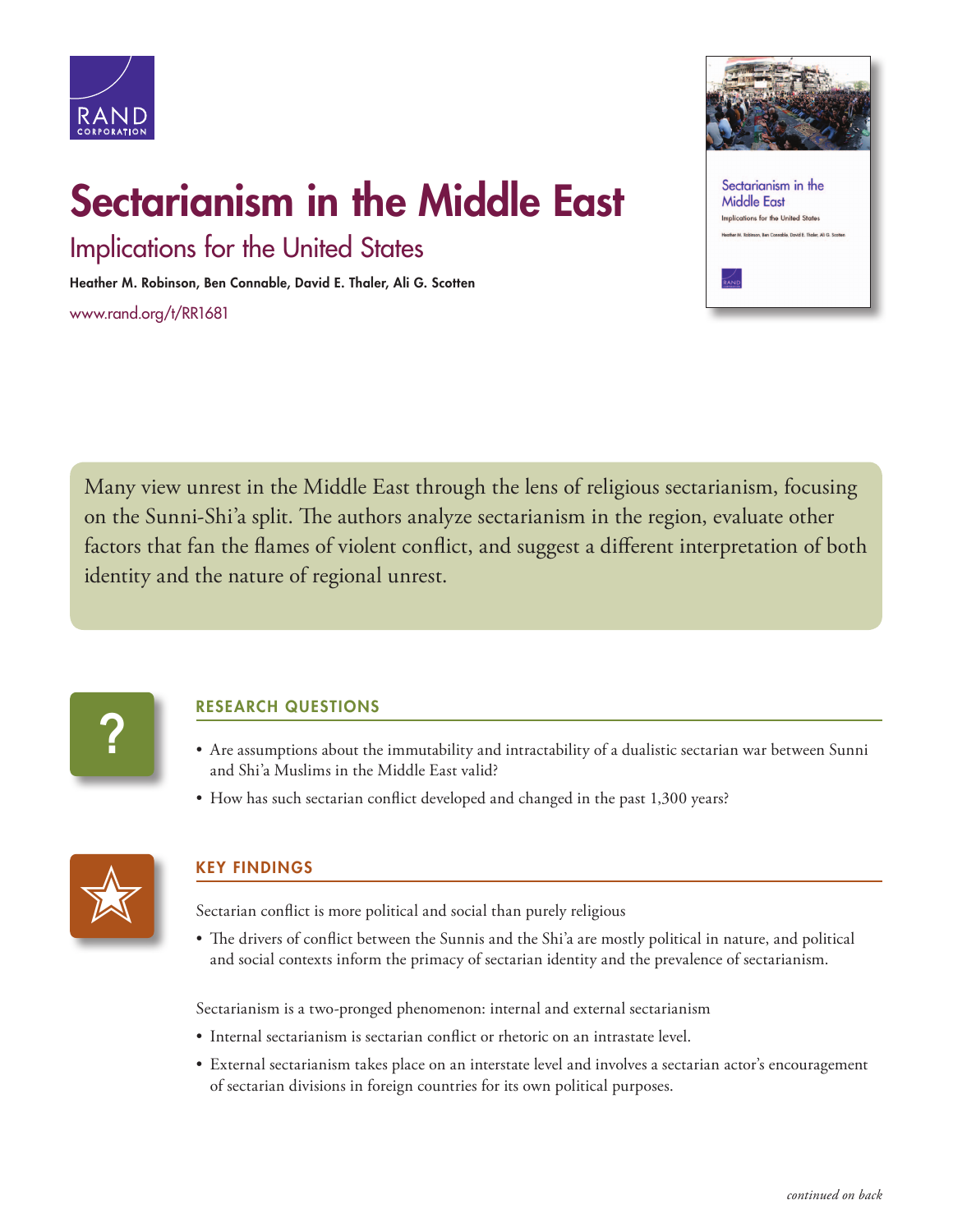# Sectarianism in the Middle East

## Implications for the United States

**Heather M. Robinson, Ben Connable, David E. Thaler, Ali G. Scotten**

www.rand.org/t/RR1681

Many view unrest in the Middle East through the lens of religious sectarianism, focusing on the Sunni-Shi'a split. The authors analyze sectarianism in the region, evaluate other factors that fan the flames of violent conflict, and suggest a different interpretation of both identity and the nature of regional unrest.

### RESEARCH QUESTIONS

- Are assumptions about the immutability and intractability of a dualistic sectarian war between Sunni and Shi'a Muslims in the Middle East valid?
- How has such sectarian conflict developed and changed in the past 1,300 years?

### KEY FINDINGS

Sectarian conflict is more political and social than purely religious

- The drivers of conflict between the Sunnis and the Shi'a are mostly political in nature, and political and social contexts inform the primacy of sectarian identity and the prevalence of sectarianism.

Sectarianism is a two-pronged phenomenon: internal and external sectarianism

- Internal sectarianism is sectarian conflict or rhetoric on an intrastate level.
- External sectarianism takes place on an interstate level and involves a sectarian actor's encouragement of sectarian divisions in foreign countries for its own political purposes.

*continued on back*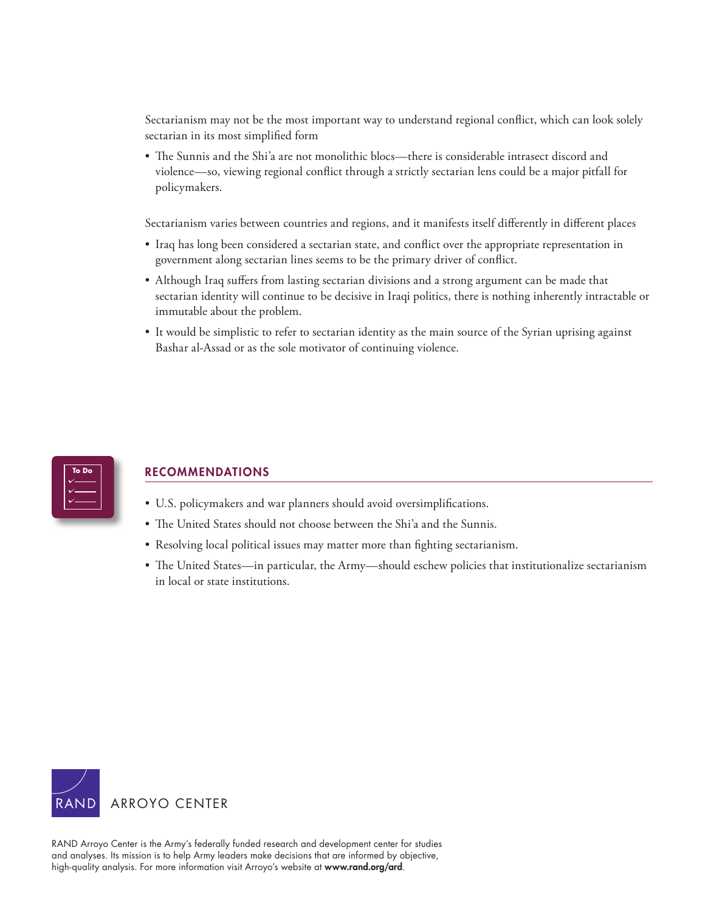Sectarianism may not be the most important way to understand regional conflict, which can look solely sectarian in its most simplified form

- The Sunnis and the Shi'a are not monolithic blocs—there is considerable intrasect discord and violence—so, viewing regional conflict through a strictly sectarian lens could be a major pitfall for policymakers.

Sectarianism varies between countries and regions, and it manifests itself differently in different places

- Iraq has long been considered a sectarian state, and conflict over the appropriate representation in government along sectarian lines seems to be the primary driver of conflict.
- Although Iraq suffers from lasting sectarian divisions and a strong argument can be made that sectarian identity will continue to be decisive in Iraqi politics, there is nothing inherently intractable or immutable about the problem.
- It would be simplistic to refer to sectarian identity as the main source of the Syrian uprising against Bashar al-Assad or as the sole motivator of continuing violence.

## RECOMMENDATIONS

- U.S. policymakers and war planners should avoid oversimplifications.
- The United States should not choose between the Shi'a and the Sunnis.
- Resolving local political issues may matter more than fighting sectarianism.
- The United States—in particular, the Army—should eschew policies that institutionalize sectarianism in local or state institutions.

RAND ARROYO CENTER

RAND Arroyo Center is the Army's federally funded research and development center for studies and analyses. Its mission is to help Army leaders make decisions that are informed by objective, high-quality analysis. For more information visit Arroyo's website at **www.rand.org/ard**.